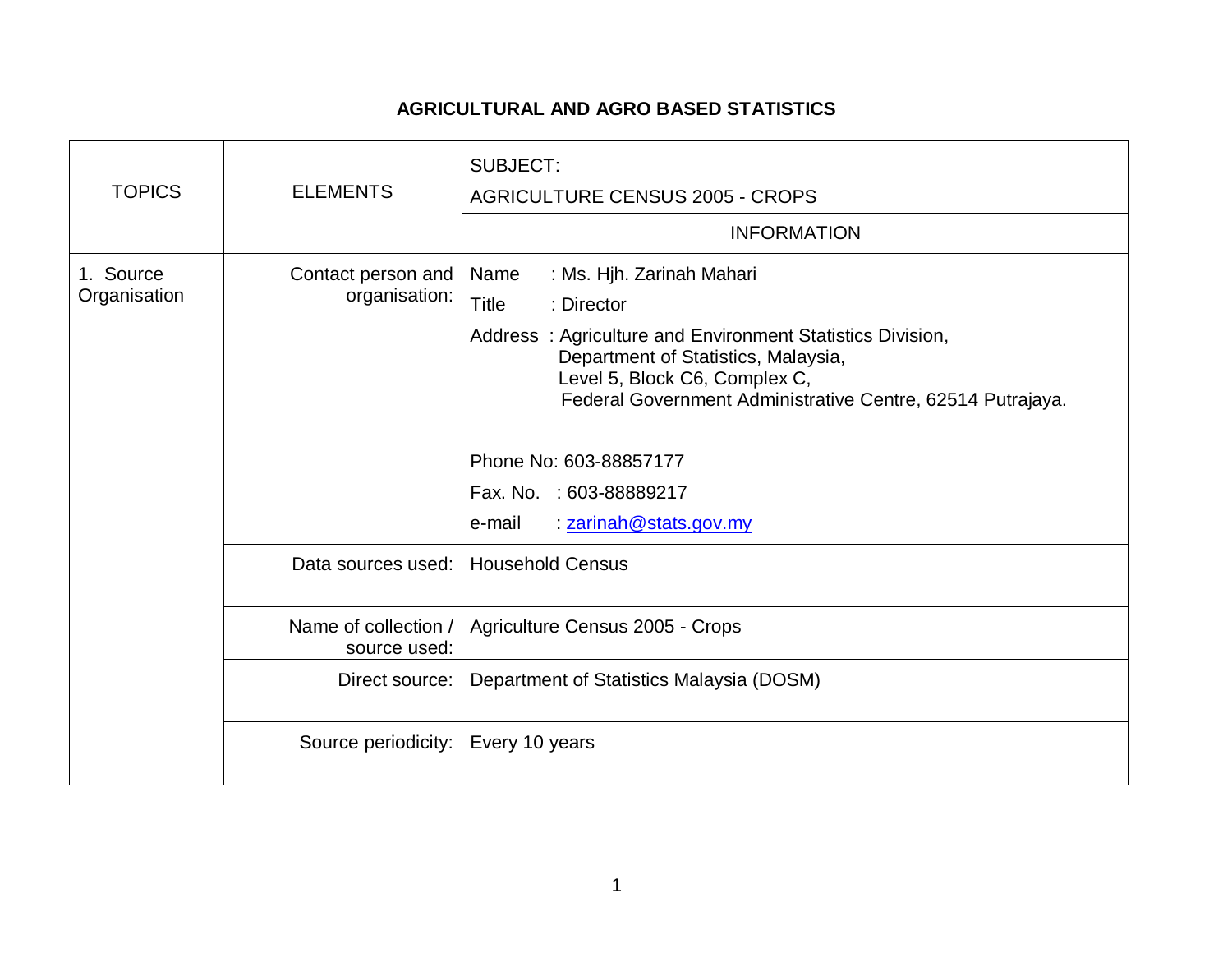# AGRICULTURAL AND AGRO BASED STATISTICS

| TOPICS | ELEMENTS | SUBJECT: AGRICULTURE CENSUS 2005 - CROPS |
|---|---|---|
| | | INFORMATION |
| 1. Source Organisation | Contact person and organisation: | Name : Ms. Hjh. Zarinah Mahari<br>Title : Director<br>Address : Agriculture and Environment Statistics Division, Department of Statistics, Malaysia, Level 5, Block C6, Complex C, Federal Government Administrative Centre, 62514 Putrajaya.<br><br>Phone No: 603-88857177<br>Fax. No. : 603-88889217<br>e-mail : zarinah@stats.gov.my |
| | Data sources used: | Household Census |
| | Name of collection / source used: | Agriculture Census 2005 - Crops |
| | Direct source: | Department of Statistics Malaysia (DOSM) |
| | Source periodicity: | Every 10 years |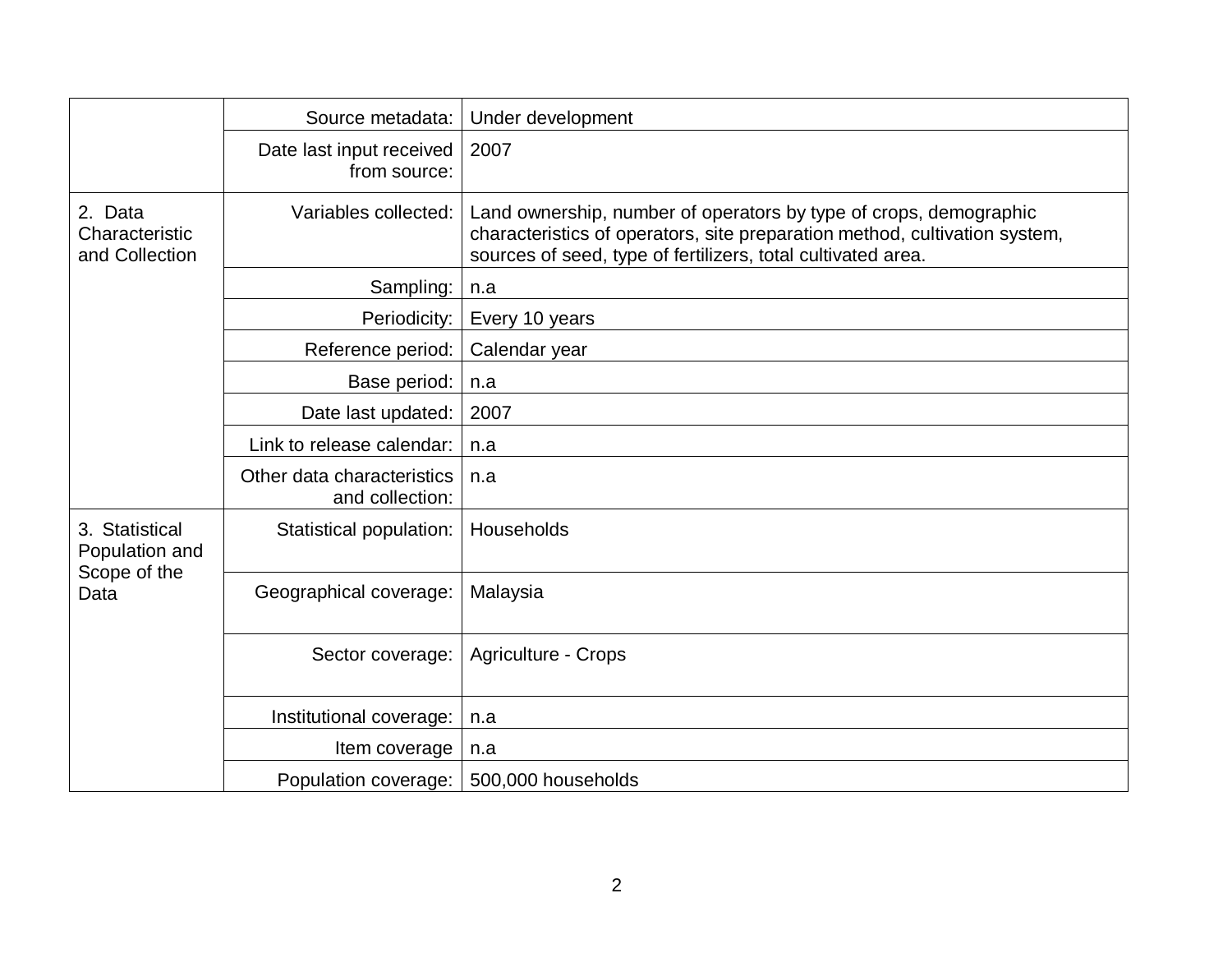| | | |
|---|---|---|
| | Source metadata: | Under development |
| | Date last input received from source: | 2007 |
| 2. Data Characteristic and Collection | Variables collected: | Land ownership, number of operators by type of crops, demographic characteristics of operators, site preparation method, cultivation system, sources of seed, type of fertilizers, total cultivated area. |
| | Sampling: | n.a |
| | Periodicity: | Every 10 years |
| | Reference period: | Calendar year |
| | Base period: | n.a |
| | Date last updated: | 2007 |
| | Link to release calendar: | n.a |
| | Other data characteristics and collection: | n.a |
| 3. Statistical Population and Scope of the Data | Statistical population: | Households |
| | Geographical coverage: | Malaysia |
| | Sector coverage: | Agriculture - Crops |
| | Institutional coverage: | n.a |
| | Item coverage | n.a |
| | Population coverage: | 500,000 households |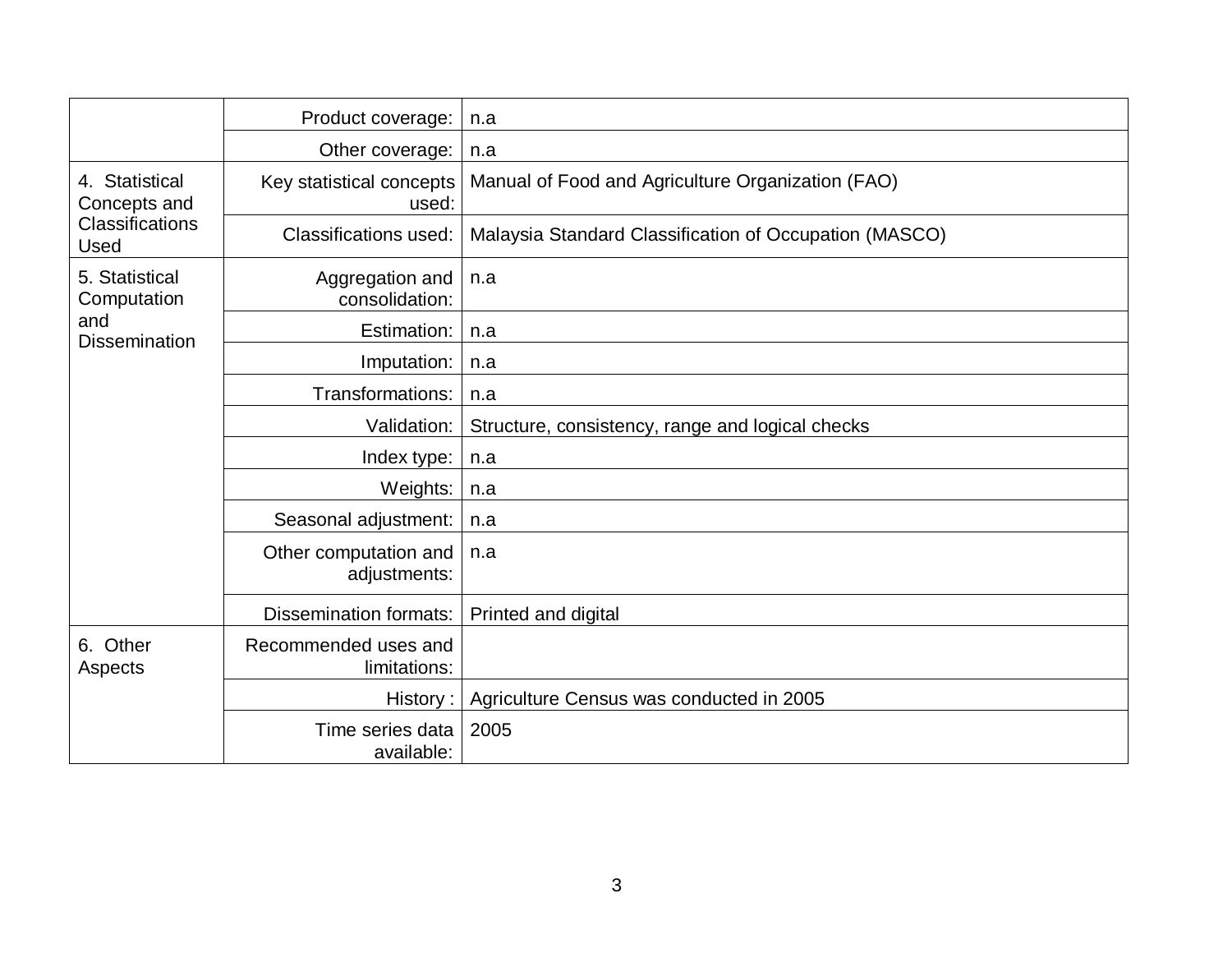| | | |
|---|---|---|
| | Product coverage: | n.a |
| | Other coverage: | n.a |
| 4. Statistical Concepts and Classifications Used | Key statistical concepts used: | Manual of Food and Agriculture Organization (FAO) |
| | Classifications used: | Malaysia Standard Classification of Occupation (MASCO) |
| 5. Statistical Computation and Dissemination | Aggregation and consolidation: | n.a |
| | Estimation: | n.a |
| | Imputation: | n.a |
| | Transformations: | n.a |
| | Validation: | Structure, consistency, range and logical checks |
| | Index type: | n.a |
| | Weights: | n.a |
| | Seasonal adjustment: | n.a |
| | Other computation and adjustments: | n.a |
| | Dissemination formats: | Printed and digital |
| 6. Other Aspects | Recommended uses and limitations: | |
| | History : | Agriculture Census was conducted in 2005 |
| | Time series data available: | 2005 |